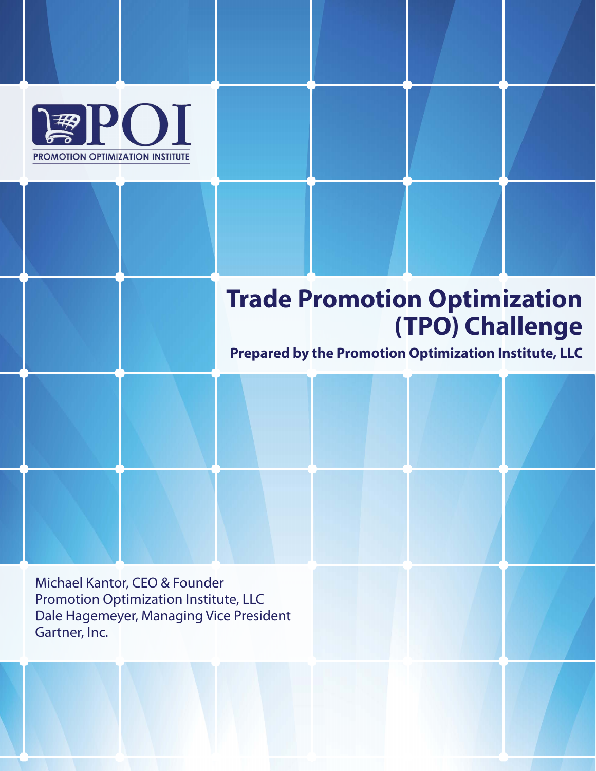POI
PROMOTION OPTIMIZATION INSTITUTE

# Trade Promotion Optimization (TPO) Challenge

**Prepared by the Promotion Optimization Institute, LLC**

Michael Kantor, CEO & Founder
Promotion Optimization Institute, LLC
Dale Hagemeyer, Managing Vice President
Gartner, Inc.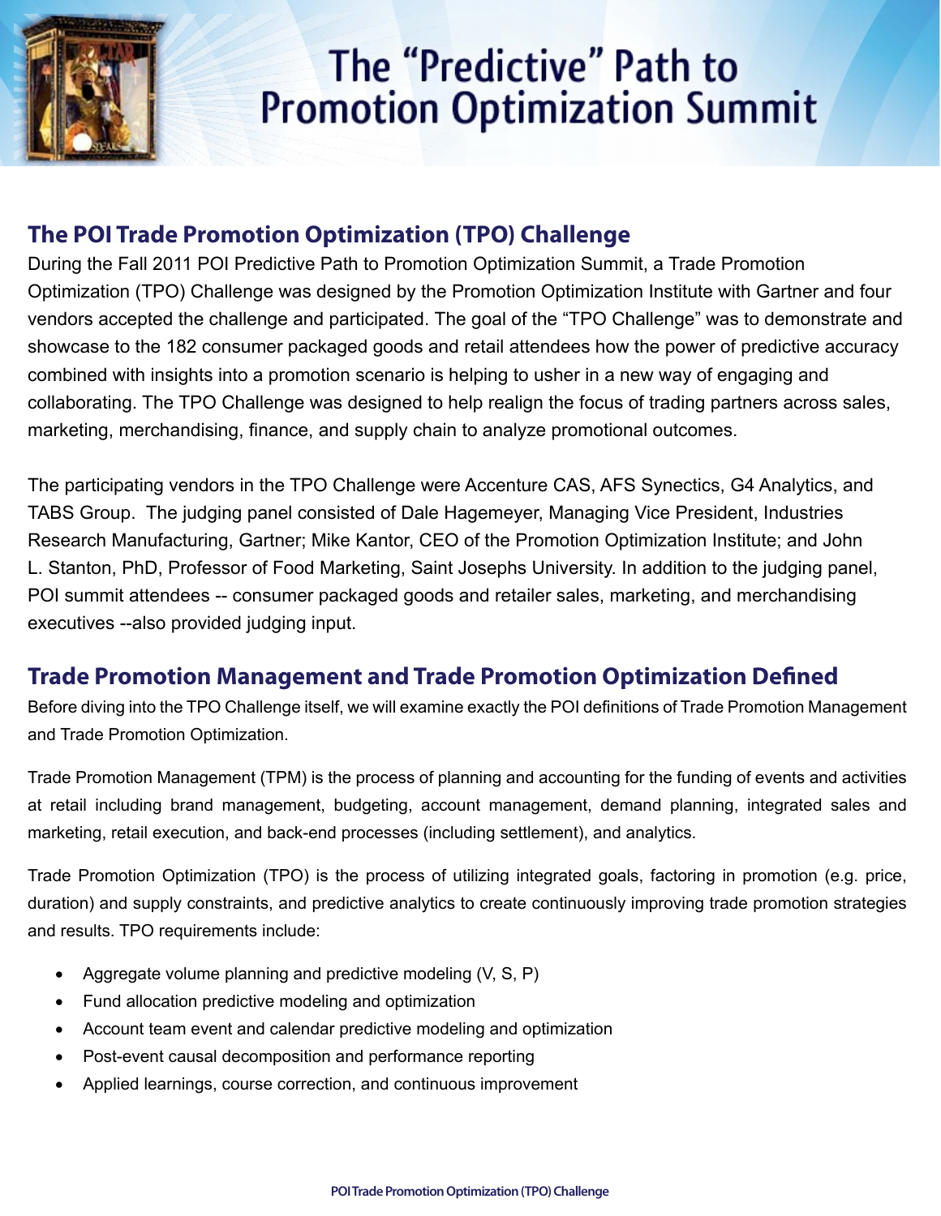# The "Predictive" Path to Promotion Optimization Summit

## The POI Trade Promotion Optimization (TPO) Challenge

During the Fall 2011 POI Predictive Path to Promotion Optimization Summit, a Trade Promotion Optimization (TPO) Challenge was designed by the Promotion Optimization Institute with Gartner and four vendors accepted the challenge and participated. The goal of the "TPO Challenge" was to demonstrate and showcase to the 182 consumer packaged goods and retail attendees how the power of predictive accuracy combined with insights into a promotion scenario is helping to usher in a new way of engaging and collaborating. The TPO Challenge was designed to help realign the focus of trading partners across sales, marketing, merchandising, finance, and supply chain to analyze promotional outcomes.

The participating vendors in the TPO Challenge were Accenture CAS, AFS Synectics, G4 Analytics, and TABS Group. The judging panel consisted of Dale Hagemeyer, Managing Vice President, Industries Research Manufacturing, Gartner; Mike Kantor, CEO of the Promotion Optimization Institute; and John L. Stanton, PhD, Professor of Food Marketing, Saint Josephs University. In addition to the judging panel, POI summit attendees -- consumer packaged goods and retailer sales, marketing, and merchandising executives --also provided judging input.

## Trade Promotion Management and Trade Promotion Optimization Defined

Before diving into the TPO Challenge itself, we will examine exactly the POI definitions of Trade Promotion Management and Trade Promotion Optimization.

Trade Promotion Management (TPM) is the process of planning and accounting for the funding of events and activities at retail including brand management, budgeting, account management, demand planning, integrated sales and marketing, retail execution, and back-end processes (including settlement), and analytics.

Trade Promotion Optimization (TPO) is the process of utilizing integrated goals, factoring in promotion (e.g. price, duration) and supply constraints, and predictive analytics to create continuously improving trade promotion strategies and results. TPO requirements include:

- Aggregate volume planning and predictive modeling (V, S, P)
- Fund allocation predictive modeling and optimization
- Account team event and calendar predictive modeling and optimization
- Post-event causal decomposition and performance reporting
- Applied learnings, course correction, and continuous improvement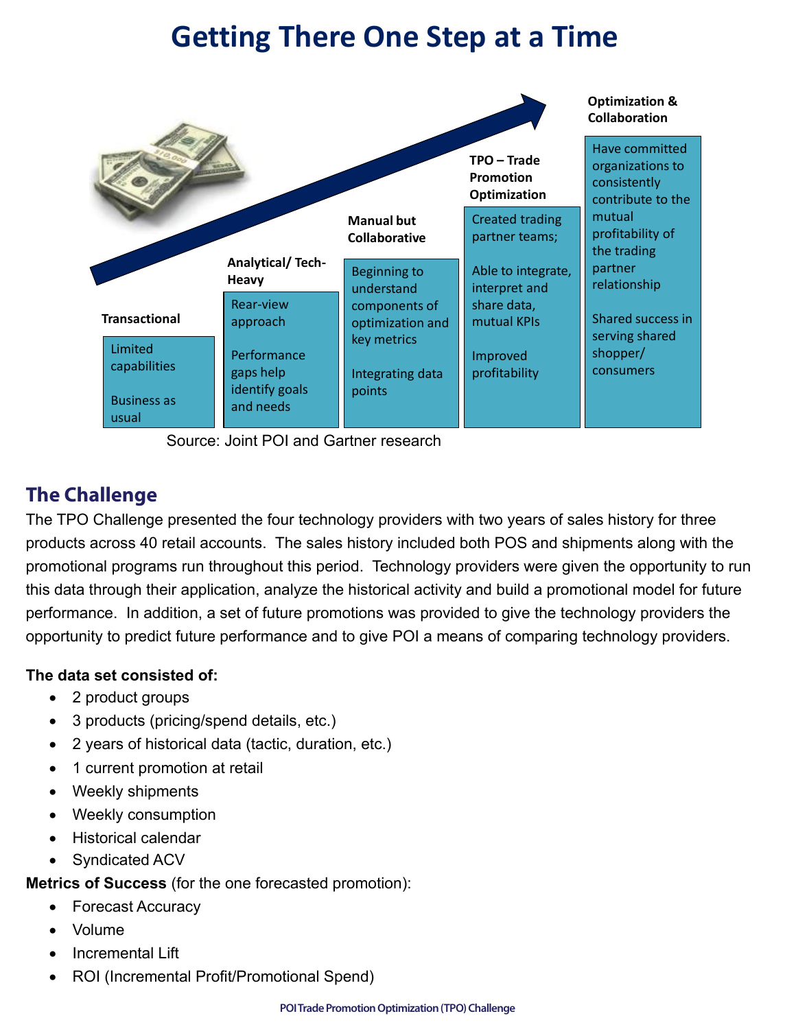# Getting There One Step at a Time

**Transactional**

Limited capabilities

Business as usual

**Analytical/ Tech-Heavy**

Rear-view approach

Performance gaps help identify goals and needs

**Manual but Collaborative**

Beginning to understand components of optimization and key metrics

Integrating data points

**TPO – Trade Promotion Optimization**

Created trading partner teams;

Able to integrate, interpret and share data, mutual KPIs

Improved profitability

**Optimization & Collaboration**

Have committed organizations to consistently contribute to the mutual profitability of the trading partner relationship

Shared success in serving shared shopper/ consumers

Source: Joint POI and Gartner research

## The Challenge

The TPO Challenge presented the four technology providers with two years of sales history for three products across 40 retail accounts. The sales history included both POS and shipments along with the promotional programs run throughout this period. Technology providers were given the opportunity to run this data through their application, analyze the historical activity and build a promotional model for future performance. In addition, a set of future promotions was provided to give the technology providers the opportunity to predict future performance and to give POI a means of comparing technology providers.

**The data set consisted of:**

- 2 product groups
- 3 products (pricing/spend details, etc.)
- 2 years of historical data (tactic, duration, etc.)
- 1 current promotion at retail
- Weekly shipments
- Weekly consumption
- Historical calendar
- Syndicated ACV

**Metrics of Success** (for the one forecasted promotion):

- Forecast Accuracy
- Volume
- Incremental Lift
- ROI (Incremental Profit/Promotional Spend)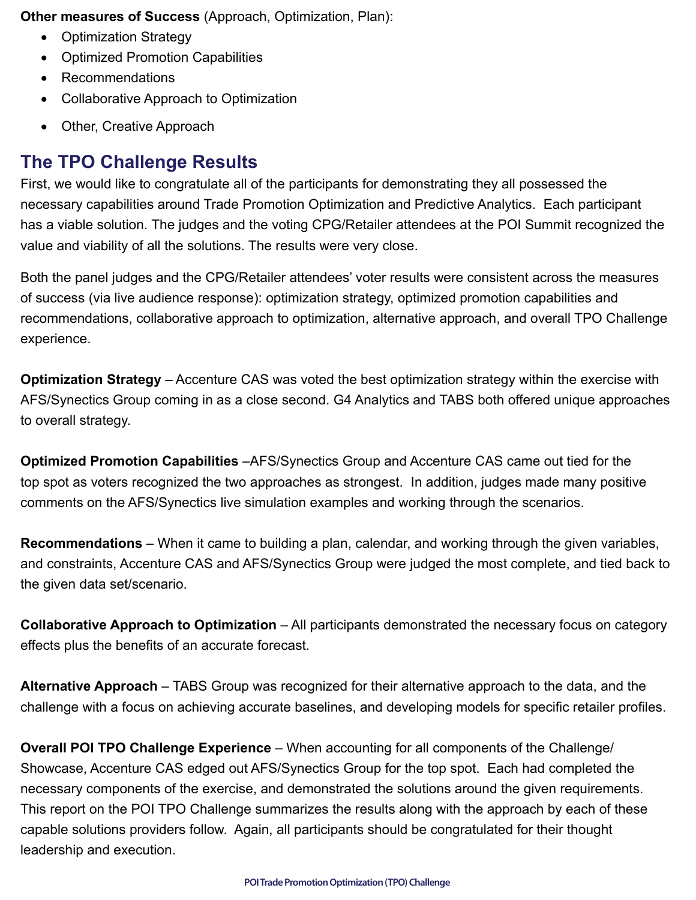**Other measures of Success** (Approach, Optimization, Plan):

- Optimization Strategy
- Optimized Promotion Capabilities
- Recommendations
- Collaborative Approach to Optimization
- Other, Creative Approach

## The TPO Challenge Results

First, we would like to congratulate all of the participants for demonstrating they all possessed the necessary capabilities around Trade Promotion Optimization and Predictive Analytics. Each participant has a viable solution. The judges and the voting CPG/Retailer attendees at the POI Summit recognized the value and viability of all the solutions. The results were very close.

Both the panel judges and the CPG/Retailer attendees' voter results were consistent across the measures of success (via live audience response): optimization strategy, optimized promotion capabilities and recommendations, collaborative approach to optimization, alternative approach, and overall TPO Challenge experience.

**Optimization Strategy** – Accenture CAS was voted the best optimization strategy within the exercise with AFS/Synectics Group coming in as a close second. G4 Analytics and TABS both offered unique approaches to overall strategy.

**Optimized Promotion Capabilities** –AFS/Synectics Group and Accenture CAS came out tied for the top spot as voters recognized the two approaches as strongest. In addition, judges made many positive comments on the AFS/Synectics live simulation examples and working through the scenarios.

**Recommendations** – When it came to building a plan, calendar, and working through the given variables, and constraints, Accenture CAS and AFS/Synectics Group were judged the most complete, and tied back to the given data set/scenario.

**Collaborative Approach to Optimization** – All participants demonstrated the necessary focus on category effects plus the benefits of an accurate forecast.

**Alternative Approach** – TABS Group was recognized for their alternative approach to the data, and the challenge with a focus on achieving accurate baselines, and developing models for specific retailer profiles.

**Overall POI TPO Challenge Experience** – When accounting for all components of the Challenge/ Showcase, Accenture CAS edged out AFS/Synectics Group for the top spot. Each had completed the necessary components of the exercise, and demonstrated the solutions around the given requirements. This report on the POI TPO Challenge summarizes the results along with the approach by each of these capable solutions providers follow. Again, all participants should be congratulated for their thought leadership and execution.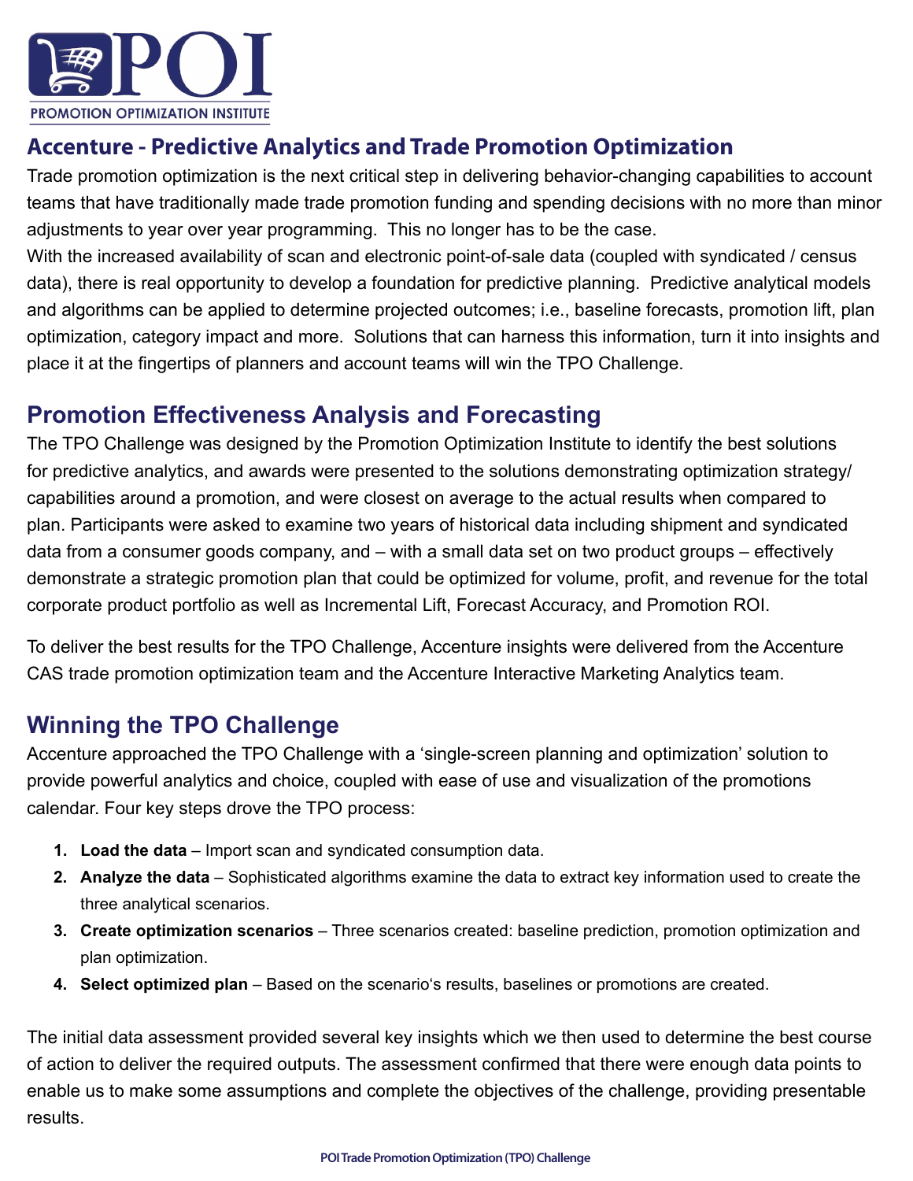## Accenture - Predictive Analytics and Trade Promotion Optimization

Trade promotion optimization is the next critical step in delivering behavior-changing capabilities to account teams that have traditionally made trade promotion funding and spending decisions with no more than minor adjustments to year over year programming. This no longer has to be the case.
With the increased availability of scan and electronic point-of-sale data (coupled with syndicated / census data), there is real opportunity to develop a foundation for predictive planning. Predictive analytical models and algorithms can be applied to determine projected outcomes; i.e., baseline forecasts, promotion lift, plan optimization, category impact and more. Solutions that can harness this information, turn it into insights and place it at the fingertips of planners and account teams will win the TPO Challenge.

## Promotion Effectiveness Analysis and Forecasting

The TPO Challenge was designed by the Promotion Optimization Institute to identify the best solutions for predictive analytics, and awards were presented to the solutions demonstrating optimization strategy/ capabilities around a promotion, and were closest on average to the actual results when compared to plan. Participants were asked to examine two years of historical data including shipment and syndicated data from a consumer goods company, and – with a small data set on two product groups – effectively demonstrate a strategic promotion plan that could be optimized for volume, profit, and revenue for the total corporate product portfolio as well as Incremental Lift, Forecast Accuracy, and Promotion ROI.

To deliver the best results for the TPO Challenge, Accenture insights were delivered from the Accenture CAS trade promotion optimization team and the Accenture Interactive Marketing Analytics team.

## Winning the TPO Challenge

Accenture approached the TPO Challenge with a 'single-screen planning and optimization' solution to provide powerful analytics and choice, coupled with ease of use and visualization of the promotions calendar. Four key steps drove the TPO process:

1. **Load the data** – Import scan and syndicated consumption data.
2. **Analyze the data** – Sophisticated algorithms examine the data to extract key information used to create the three analytical scenarios.
3. **Create optimization scenarios** – Three scenarios created: baseline prediction, promotion optimization and plan optimization.
4. **Select optimized plan** – Based on the scenario's results, baselines or promotions are created.

The initial data assessment provided several key insights which we then used to determine the best course of action to deliver the required outputs. The assessment confirmed that there were enough data points to enable us to make some assumptions and complete the objectives of the challenge, providing presentable results.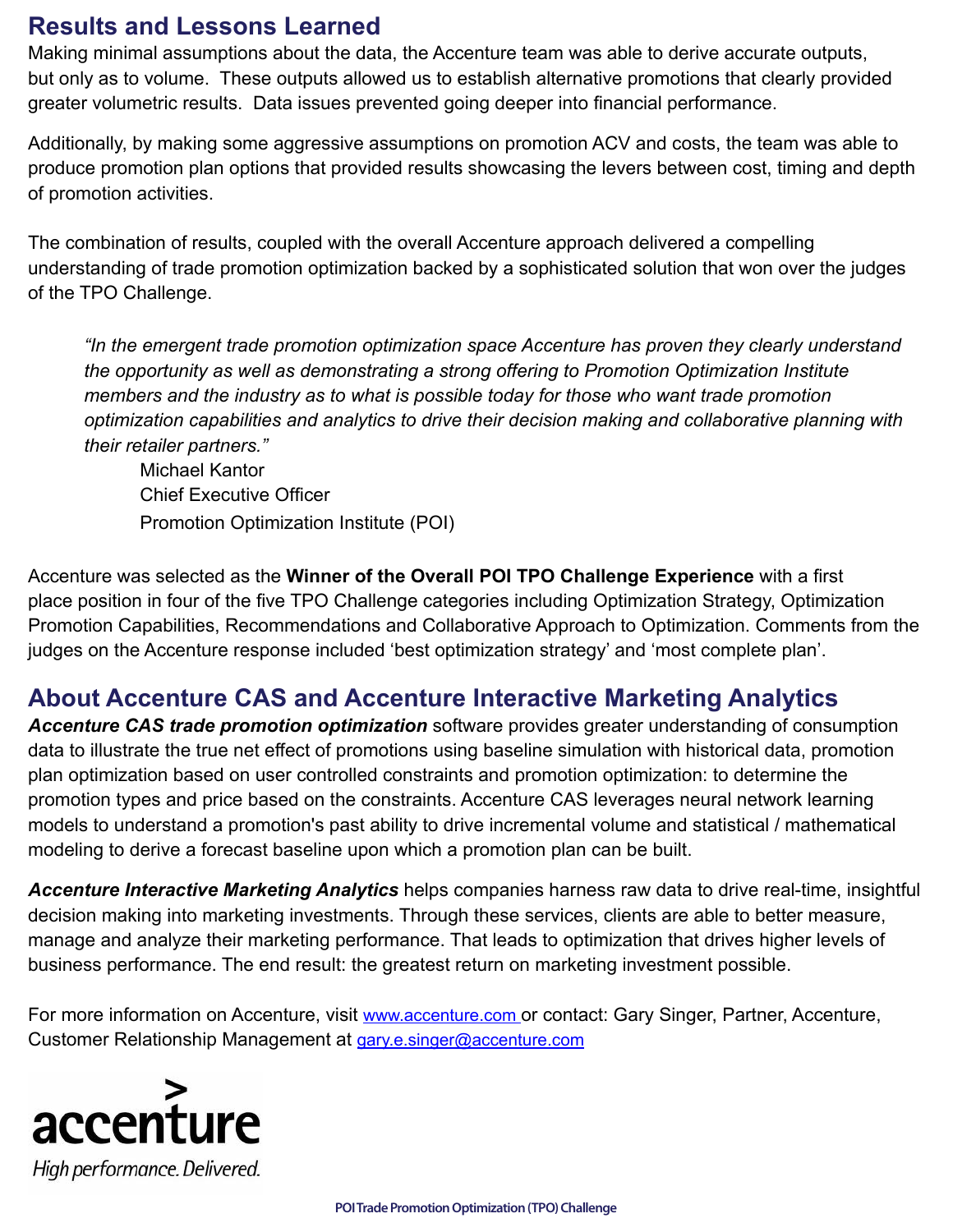## Results and Lessons Learned

Making minimal assumptions about the data, the Accenture team was able to derive accurate outputs, but only as to volume. These outputs allowed us to establish alternative promotions that clearly provided greater volumetric results. Data issues prevented going deeper into financial performance.

Additionally, by making some aggressive assumptions on promotion ACV and costs, the team was able to produce promotion plan options that provided results showcasing the levers between cost, timing and depth of promotion activities.

The combination of results, coupled with the overall Accenture approach delivered a compelling understanding of trade promotion optimization backed by a sophisticated solution that won over the judges of the TPO Challenge.

> *"In the emergent trade promotion optimization space Accenture has proven they clearly understand the opportunity as well as demonstrating a strong offering to Promotion Optimization Institute members and the industry as to what is possible today for those who want trade promotion optimization capabilities and analytics to drive their decision making and collaborative planning with their retailer partners."*
>
> Michael Kantor
> Chief Executive Officer
> Promotion Optimization Institute (POI)

Accenture was selected as the **Winner of the Overall POI TPO Challenge Experience** with a first place position in four of the five TPO Challenge categories including Optimization Strategy, Optimization Promotion Capabilities, Recommendations and Collaborative Approach to Optimization. Comments from the judges on the Accenture response included 'best optimization strategy' and 'most complete plan'.

## About Accenture CAS and Accenture Interactive Marketing Analytics

***Accenture CAS trade promotion optimization*** software provides greater understanding of consumption data to illustrate the true net effect of promotions using baseline simulation with historical data, promotion plan optimization based on user controlled constraints and promotion optimization: to determine the promotion types and price based on the constraints. Accenture CAS leverages neural network learning models to understand a promotion's past ability to drive incremental volume and statistical / mathematical modeling to derive a forecast baseline upon which a promotion plan can be built.

***Accenture Interactive Marketing Analytics*** helps companies harness raw data to drive real-time, insightful decision making into marketing investments. Through these services, clients are able to better measure, manage and analyze their marketing performance. That leads to optimization that drives higher levels of business performance. The end result: the greatest return on marketing investment possible.

For more information on Accenture, visit www.accenture.com or contact: Gary Singer, Partner, Accenture, Customer Relationship Management at gary.e.singer@accenture.com

accenture
High performance. Delivered.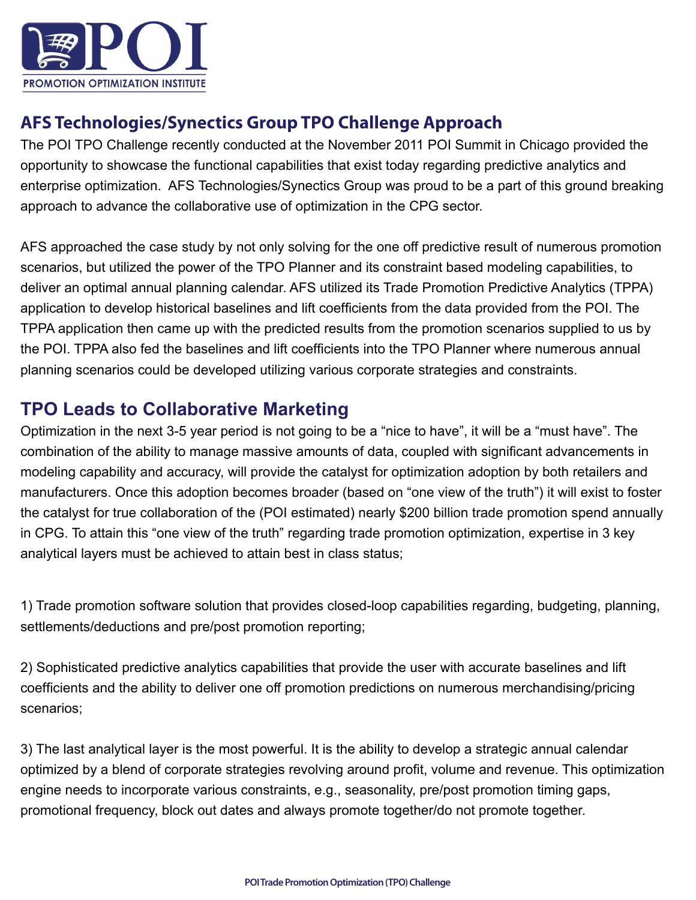## AFS Technologies/Synectics Group TPO Challenge Approach

The POI TPO Challenge recently conducted at the November 2011 POI Summit in Chicago provided the opportunity to showcase the functional capabilities that exist today regarding predictive analytics and enterprise optimization. AFS Technologies/Synectics Group was proud to be a part of this ground breaking approach to advance the collaborative use of optimization in the CPG sector.

AFS approached the case study by not only solving for the one off predictive result of numerous promotion scenarios, but utilized the power of the TPO Planner and its constraint based modeling capabilities, to deliver an optimal annual planning calendar. AFS utilized its Trade Promotion Predictive Analytics (TPPA) application to develop historical baselines and lift coefficients from the data provided from the POI. The TPPA application then came up with the predicted results from the promotion scenarios supplied to us by the POI. TPPA also fed the baselines and lift coefficients into the TPO Planner where numerous annual planning scenarios could be developed utilizing various corporate strategies and constraints.

## TPO Leads to Collaborative Marketing

Optimization in the next 3-5 year period is not going to be a "nice to have", it will be a "must have". The combination of the ability to manage massive amounts of data, coupled with significant advancements in modeling capability and accuracy, will provide the catalyst for optimization adoption by both retailers and manufacturers. Once this adoption becomes broader (based on "one view of the truth") it will exist to foster the catalyst for true collaboration of the (POI estimated) nearly $200 billion trade promotion spend annually in CPG. To attain this "one view of the truth" regarding trade promotion optimization, expertise in 3 key analytical layers must be achieved to attain best in class status;

1) Trade promotion software solution that provides closed-loop capabilities regarding, budgeting, planning, settlements/deductions and pre/post promotion reporting;

2) Sophisticated predictive analytics capabilities that provide the user with accurate baselines and lift coefficients and the ability to deliver one off promotion predictions on numerous merchandising/pricing scenarios;

3) The last analytical layer is the most powerful. It is the ability to develop a strategic annual calendar optimized by a blend of corporate strategies revolving around profit, volume and revenue. This optimization engine needs to incorporate various constraints, e.g., seasonality, pre/post promotion timing gaps, promotional frequency, block out dates and always promote together/do not promote together.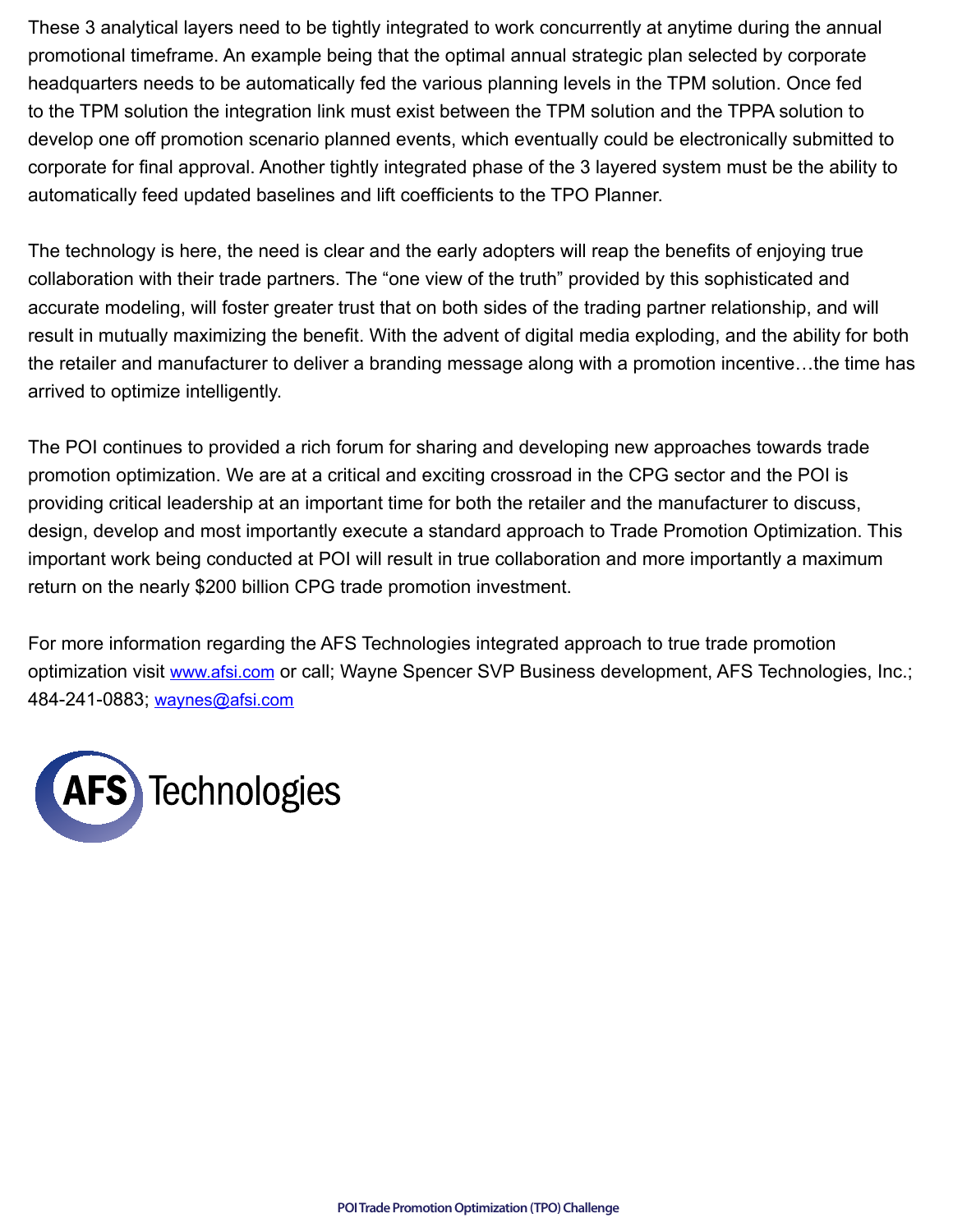These 3 analytical layers need to be tightly integrated to work concurrently at anytime during the annual promotional timeframe. An example being that the optimal annual strategic plan selected by corporate headquarters needs to be automatically fed the various planning levels in the TPM solution. Once fed to the TPM solution the integration link must exist between the TPM solution and the TPPA solution to develop one off promotion scenario planned events, which eventually could be electronically submitted to corporate for final approval. Another tightly integrated phase of the 3 layered system must be the ability to automatically feed updated baselines and lift coefficients to the TPO Planner.

The technology is here, the need is clear and the early adopters will reap the benefits of enjoying true collaboration with their trade partners. The "one view of the truth" provided by this sophisticated and accurate modeling, will foster greater trust that on both sides of the trading partner relationship, and will result in mutually maximizing the benefit. With the advent of digital media exploding, and the ability for both the retailer and manufacturer to deliver a branding message along with a promotion incentive…the time has arrived to optimize intelligently.

The POI continues to provided a rich forum for sharing and developing new approaches towards trade promotion optimization. We are at a critical and exciting crossroad in the CPG sector and the POI is providing critical leadership at an important time for both the retailer and the manufacturer to discuss, design, develop and most importantly execute a standard approach to Trade Promotion Optimization. This important work being conducted at POI will result in true collaboration and more importantly a maximum return on the nearly $200 billion CPG trade promotion investment.

For more information regarding the AFS Technologies integrated approach to true trade promotion optimization visit [www.afsi.com](http://www.afsi.com) or call; Wayne Spencer SVP Business development, AFS Technologies, Inc.; 484-241-0883; [waynes@afsi.com](mailto:waynes@afsi.com)

AFS Technologies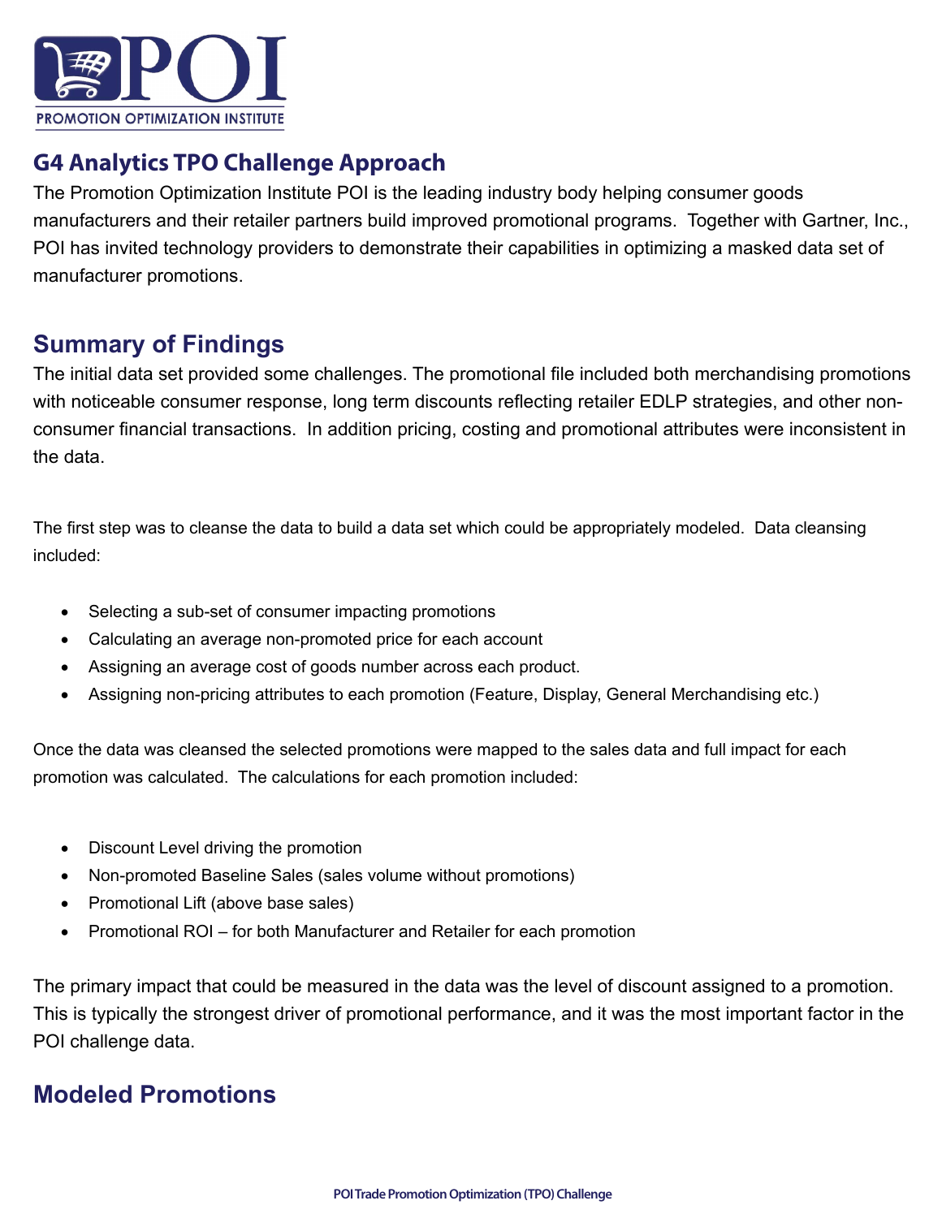## G4 Analytics TPO Challenge Approach

The Promotion Optimization Institute POI is the leading industry body helping consumer goods manufacturers and their retailer partners build improved promotional programs. Together with Gartner, Inc., POI has invited technology providers to demonstrate their capabilities in optimizing a masked data set of manufacturer promotions.

## Summary of Findings

The initial data set provided some challenges. The promotional file included both merchandising promotions with noticeable consumer response, long term discounts reflecting retailer EDLP strategies, and other non-consumer financial transactions. In addition pricing, costing and promotional attributes were inconsistent in the data.

The first step was to cleanse the data to build a data set which could be appropriately modeled. Data cleansing included:

- Selecting a sub-set of consumer impacting promotions
- Calculating an average non-promoted price for each account
- Assigning an average cost of goods number across each product.
- Assigning non-pricing attributes to each promotion (Feature, Display, General Merchandising etc.)

Once the data was cleansed the selected promotions were mapped to the sales data and full impact for each promotion was calculated. The calculations for each promotion included:

- Discount Level driving the promotion
- Non-promoted Baseline Sales (sales volume without promotions)
- Promotional Lift (above base sales)
- Promotional ROI – for both Manufacturer and Retailer for each promotion

The primary impact that could be measured in the data was the level of discount assigned to a promotion. This is typically the strongest driver of promotional performance, and it was the most important factor in the POI challenge data.

## Modeled Promotions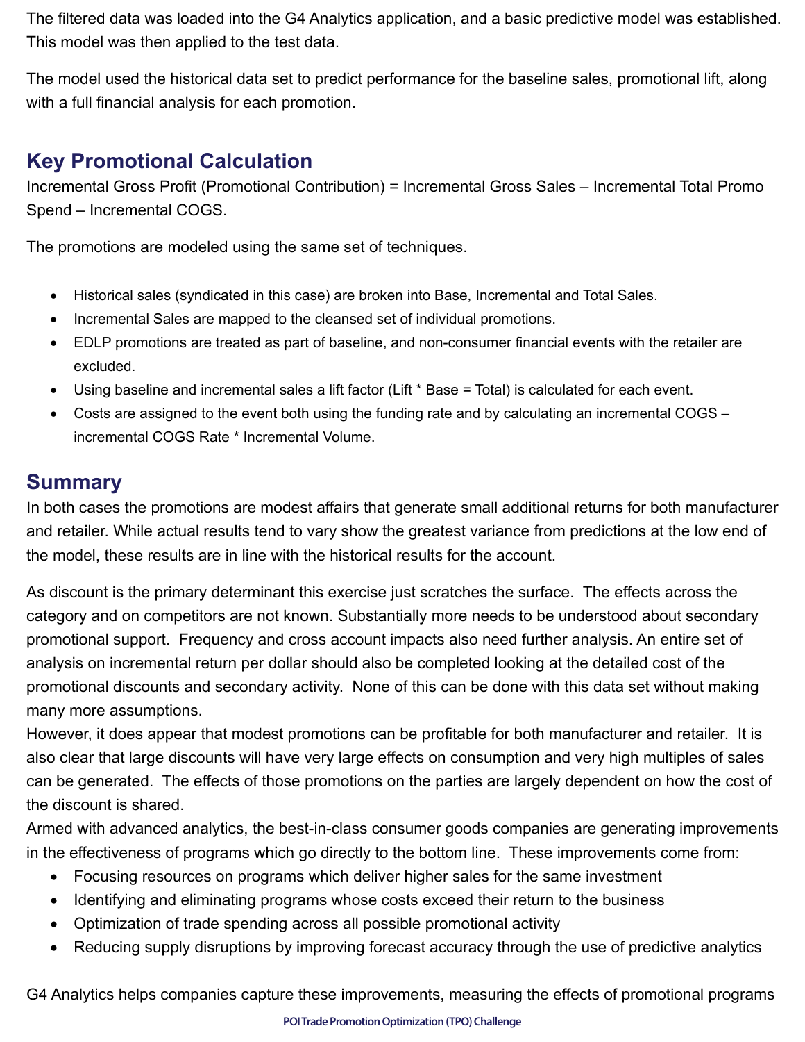The filtered data was loaded into the G4 Analytics application, and a basic predictive model was established. This model was then applied to the test data.

The model used the historical data set to predict performance for the baseline sales, promotional lift, along with a full financial analysis for each promotion.

## Key Promotional Calculation

Incremental Gross Profit (Promotional Contribution) = Incremental Gross Sales – Incremental Total Promo Spend – Incremental COGS.

The promotions are modeled using the same set of techniques.

- Historical sales (syndicated in this case) are broken into Base, Incremental and Total Sales.
- Incremental Sales are mapped to the cleansed set of individual promotions.
- EDLP promotions are treated as part of baseline, and non-consumer financial events with the retailer are excluded.
- Using baseline and incremental sales a lift factor (Lift * Base = Total) is calculated for each event.
- Costs are assigned to the event both using the funding rate and by calculating an incremental COGS – incremental COGS Rate * Incremental Volume.

## Summary

In both cases the promotions are modest affairs that generate small additional returns for both manufacturer and retailer. While actual results tend to vary show the greatest variance from predictions at the low end of the model, these results are in line with the historical results for the account.

As discount is the primary determinant this exercise just scratches the surface. The effects across the category and on competitors are not known. Substantially more needs to be understood about secondary promotional support. Frequency and cross account impacts also need further analysis. An entire set of analysis on incremental return per dollar should also be completed looking at the detailed cost of the promotional discounts and secondary activity. None of this can be done with this data set without making many more assumptions.
However, it does appear that modest promotions can be profitable for both manufacturer and retailer. It is also clear that large discounts will have very large effects on consumption and very high multiples of sales can be generated. The effects of those promotions on the parties are largely dependent on how the cost of the discount is shared.
Armed with advanced analytics, the best-in-class consumer goods companies are generating improvements in the effectiveness of programs which go directly to the bottom line. These improvements come from:

- Focusing resources on programs which deliver higher sales for the same investment
- Identifying and eliminating programs whose costs exceed their return to the business
- Optimization of trade spending across all possible promotional activity
- Reducing supply disruptions by improving forecast accuracy through the use of predictive analytics

G4 Analytics helps companies capture these improvements, measuring the effects of promotional programs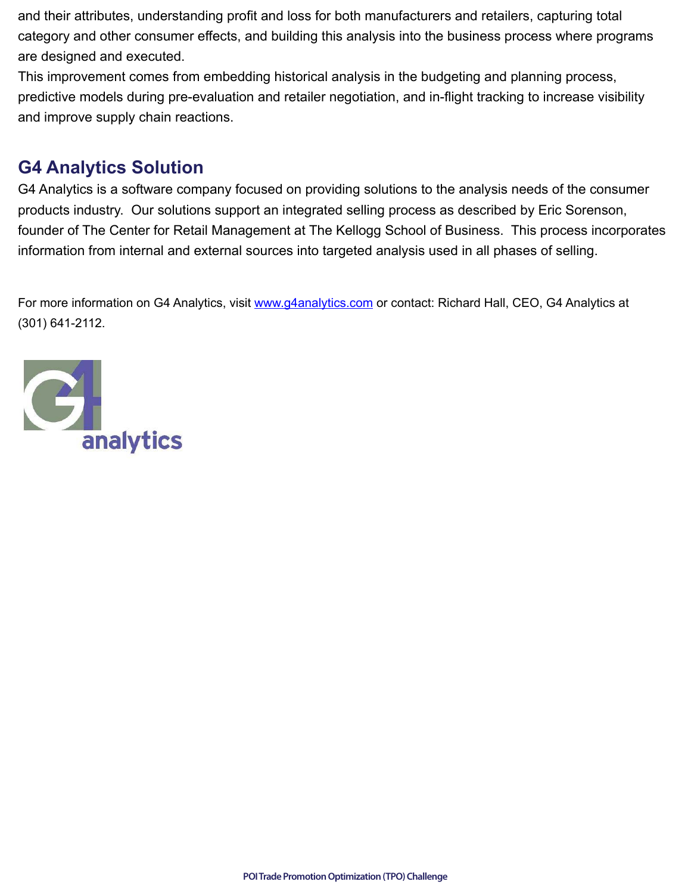and their attributes, understanding profit and loss for both manufacturers and retailers, capturing total category and other consumer effects, and building this analysis into the business process where programs are designed and executed.

This improvement comes from embedding historical analysis in the budgeting and planning process, predictive models during pre-evaluation and retailer negotiation, and in-flight tracking to increase visibility and improve supply chain reactions.

## G4 Analytics Solution

G4 Analytics is a software company focused on providing solutions to the analysis needs of the consumer products industry. Our solutions support an integrated selling process as described by Eric Sorenson, founder of The Center for Retail Management at The Kellogg School of Business. This process incorporates information from internal and external sources into targeted analysis used in all phases of selling.

For more information on G4 Analytics, visit [www.g4analytics.com](http://www.g4analytics.com) or contact: Richard Hall, CEO, G4 Analytics at (301) 641-2112.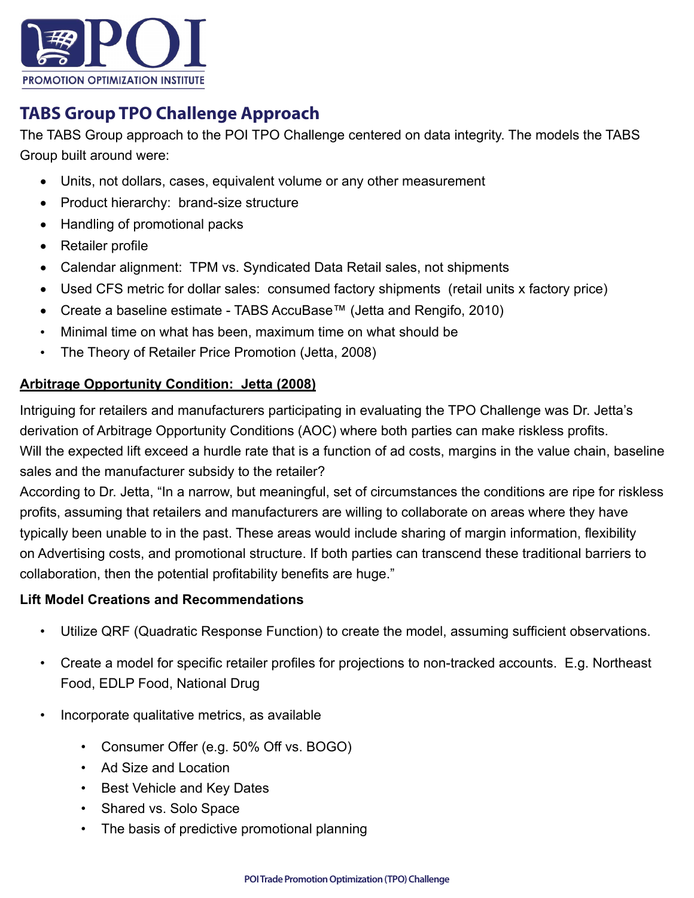## TABS Group TPO Challenge Approach

The TABS Group approach to the POI TPO Challenge centered on data integrity. The models the TABS Group built around were:

- Units, not dollars, cases, equivalent volume or any other measurement
- Product hierarchy: brand-size structure
- Handling of promotional packs
- Retailer profile
- Calendar alignment: TPM vs. Syndicated Data Retail sales, not shipments
- Used CFS metric for dollar sales: consumed factory shipments (retail units x factory price)
- Create a baseline estimate - TABS AccuBase™ (Jetta and Rengifo, 2010)
- Minimal time on what has been, maximum time on what should be
- The Theory of Retailer Price Promotion (Jetta, 2008)

**<u>Arbitrage Opportunity Condition: Jetta (2008)</u>**

Intriguing for retailers and manufacturers participating in evaluating the TPO Challenge was Dr. Jetta's derivation of Arbitrage Opportunity Conditions (AOC) where both parties can make riskless profits. Will the expected lift exceed a hurdle rate that is a function of ad costs, margins in the value chain, baseline sales and the manufacturer subsidy to the retailer?

According to Dr. Jetta, "In a narrow, but meaningful, set of circumstances the conditions are ripe for riskless profits, assuming that retailers and manufacturers are willing to collaborate on areas where they have typically been unable to in the past. These areas would include sharing of margin information, flexibility on Advertising costs, and promotional structure. If both parties can transcend these traditional barriers to collaboration, then the potential profitability benefits are huge."

**Lift Model Creations and Recommendations**

- Utilize QRF (Quadratic Response Function) to create the model, assuming sufficient observations.
- Create a model for specific retailer profiles for projections to non-tracked accounts. E.g. Northeast Food, EDLP Food, National Drug
- Incorporate qualitative metrics, as available
  - Consumer Offer (e.g. 50% Off vs. BOGO)
  - Ad Size and Location
  - Best Vehicle and Key Dates
  - Shared vs. Solo Space
  - The basis of predictive promotional planning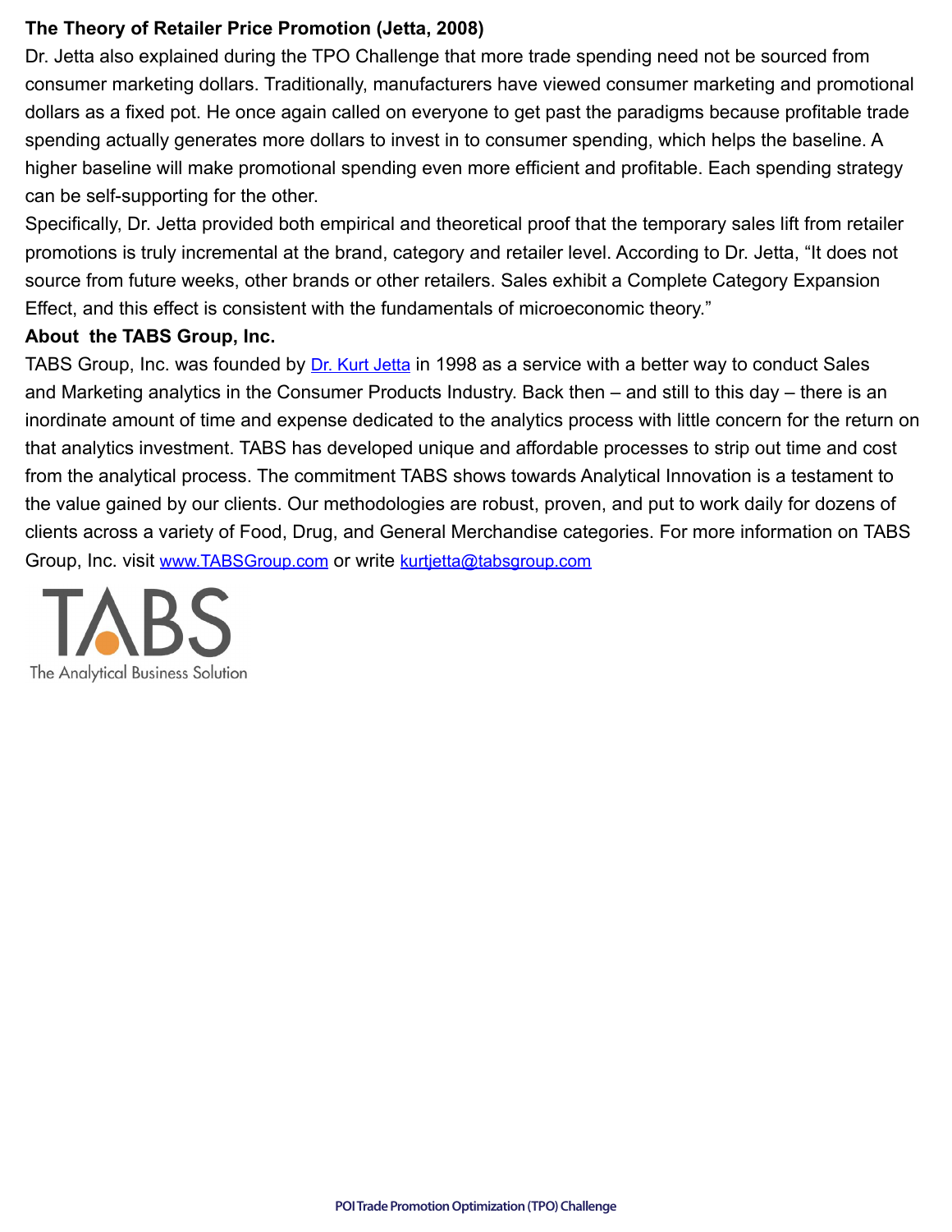**The Theory of Retailer Price Promotion (Jetta, 2008)**

Dr. Jetta also explained during the TPO Challenge that more trade spending need not be sourced from consumer marketing dollars. Traditionally, manufacturers have viewed consumer marketing and promotional dollars as a fixed pot. He once again called on everyone to get past the paradigms because profitable trade spending actually generates more dollars to invest in to consumer spending, which helps the baseline. A higher baseline will make promotional spending even more efficient and profitable. Each spending strategy can be self-supporting for the other.

Specifically, Dr. Jetta provided both empirical and theoretical proof that the temporary sales lift from retailer promotions is truly incremental at the brand, category and retailer level. According to Dr. Jetta, "It does not source from future weeks, other brands or other retailers. Sales exhibit a Complete Category Expansion Effect, and this effect is consistent with the fundamentals of microeconomic theory."

**About the TABS Group, Inc.**

TABS Group, Inc. was founded by [Dr. Kurt Jetta] in 1998 as a service with a better way to conduct Sales and Marketing analytics in the Consumer Products Industry. Back then – and still to this day – there is an inordinate amount of time and expense dedicated to the analytics process with little concern for the return on that analytics investment. TABS has developed unique and affordable processes to strip out time and cost from the analytical process. The commitment TABS shows towards Analytical Innovation is a testament to the value gained by our clients. Our methodologies are robust, proven, and put to work daily for dozens of clients across a variety of Food, Drug, and General Merchandise categories. For more information on TABS Group, Inc. visit www.TABSGroup.com or write kurtjetta@tabsgroup.com

TABS
The Analytical Business Solution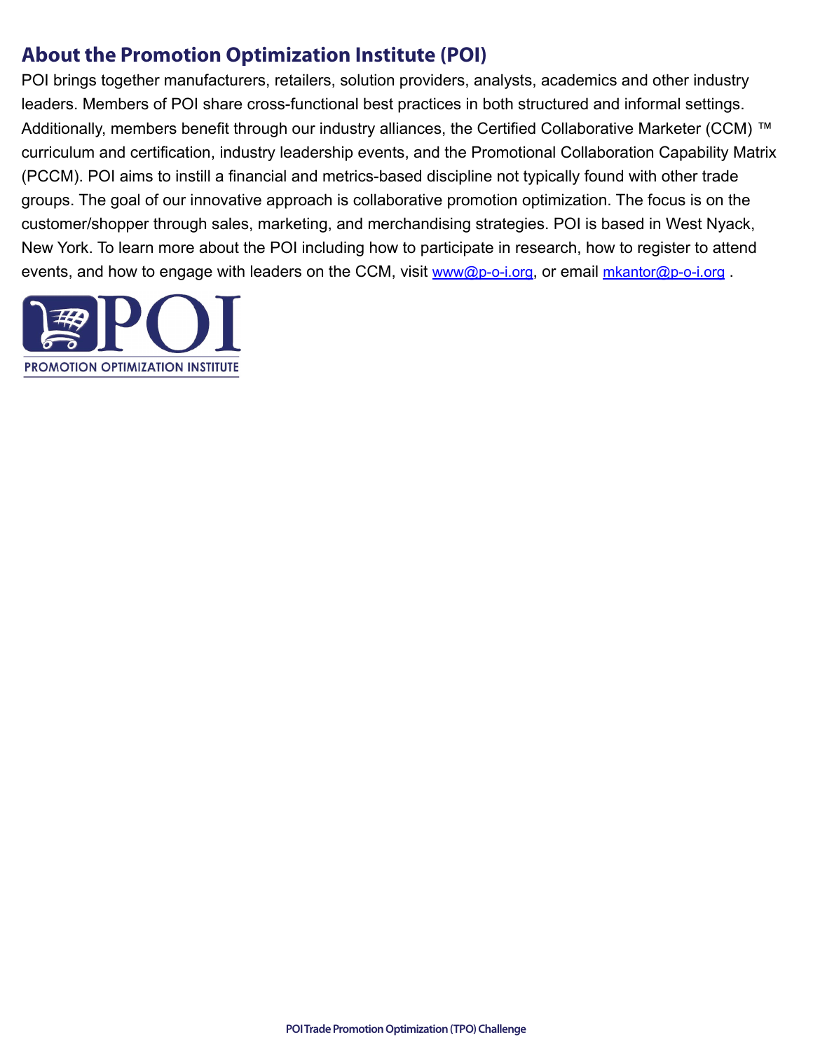## About the Promotion Optimization Institute (POI)

POI brings together manufacturers, retailers, solution providers, analysts, academics and other industry leaders. Members of POI share cross-functional best practices in both structured and informal settings. Additionally, members benefit through our industry alliances, the Certified Collaborative Marketer (CCM) ™ curriculum and certification, industry leadership events, and the Promotional Collaboration Capability Matrix (PCCM). POI aims to instill a financial and metrics-based discipline not typically found with other trade groups. The goal of our innovative approach is collaborative promotion optimization. The focus is on the customer/shopper through sales, marketing, and merchandising strategies. POI is based in West Nyack, New York. To learn more about the POI including how to participate in research, how to register to attend events, and how to engage with leaders on the CCM, visit www@p-o-i.org, or email mkantor@p-o-i.org .

POI

PROMOTION OPTIMIZATION INSTITUTE